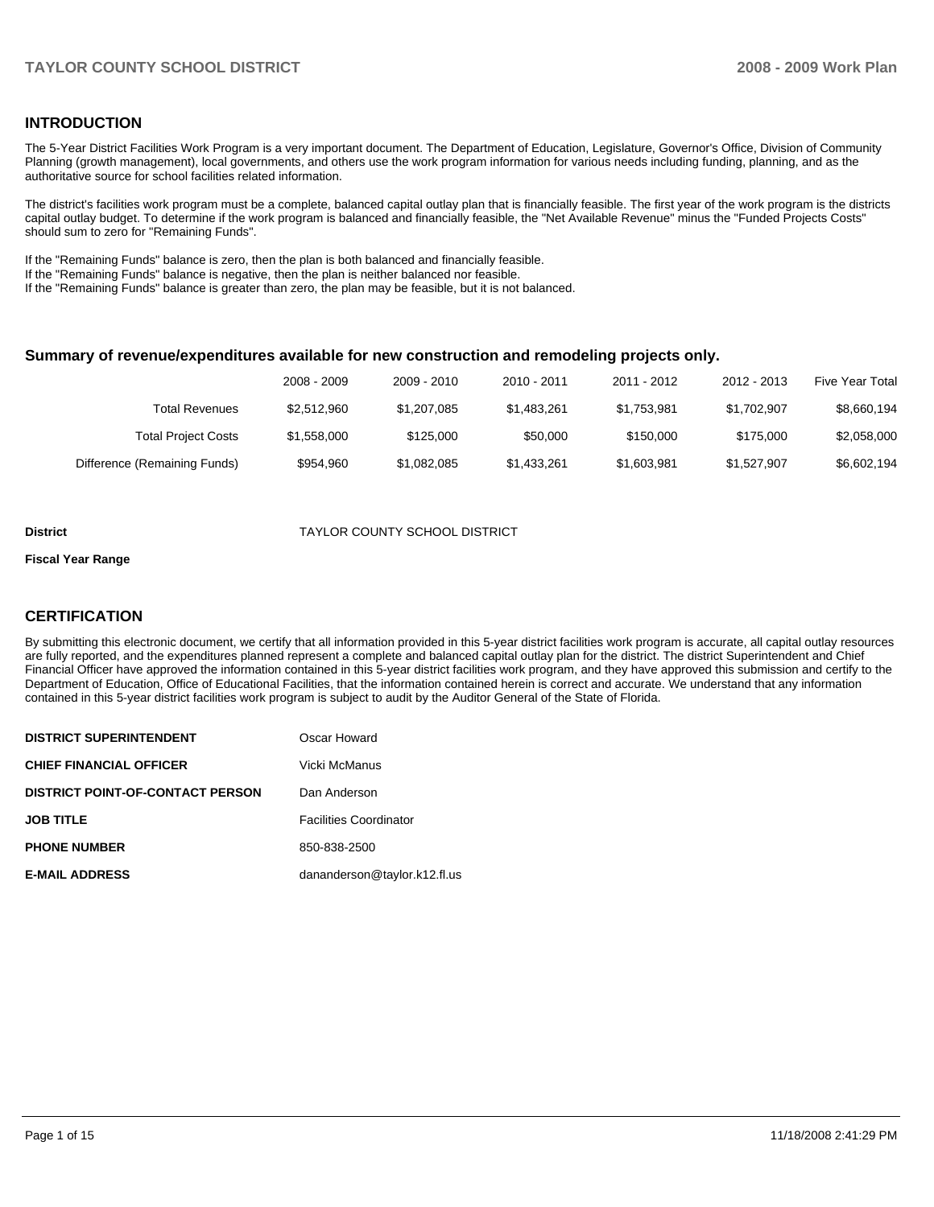## INTRODUCTION

The 5-Year District Facilities Work Program is a very important document. The Department of Education, Legislature, Governor's Office, Division of Community Planning (growth management), local governments, and others use the work program information for various needs including funding, planning, and as the authoritative source for school facilities related information.

The district's facilities work program must be a complete, balanced capital outlay plan that is financially feasible. The first year of the work program is the districts capital outlay budget. To determine if the work program is balanced and financially feasible, the "Net Available Revenue" minus the "Funded Projects Costs" should sum to zero for "Remaining Funds".

If the "Remaining Funds" balance is zero, then the plan is both balanced and financially feasible.
If the "Remaining Funds" balance is negative, then the plan is neither balanced nor feasible.
If the "Remaining Funds" balance is greater than zero, the plan may be feasible, but it is not balanced.

### Summary of revenue/expenditures available for new construction and remodeling projects only.

| | 2008 - 2009 | 2009 - 2010 | 2010 - 2011 | 2011 - 2012 | 2012 - 2013 | Five Year Total |
|---|---|---|---|---|---|---|
| Total Revenues | $2,512,960 | $1,207,085 | $1,483,261 | $1,753,981 | $1,702,907 | $8,660,194 |
| Total Project Costs | $1,558,000 | $125,000 | $50,000 | $150,000 | $175,000 | $2,058,000 |
| Difference (Remaining Funds) | $954,960 | $1,082,085 | $1,433,261 | $1,603,981 | $1,527,907 | $6,602,194 |

**District** TAYLOR COUNTY SCHOOL DISTRICT

**Fiscal Year Range**

## CERTIFICATION

By submitting this electronic document, we certify that all information provided in this 5-year district facilities work program is accurate, all capital outlay resources are fully reported, and the expenditures planned represent a complete and balanced capital outlay plan for the district. The district Superintendent and Chief Financial Officer have approved the information contained in this 5-year district facilities work program, and they have approved this submission and certify to the Department of Education, Office of Educational Facilities, that the information contained herein is correct and accurate. We understand that any information contained in this 5-year district facilities work program is subject to audit by the Auditor General of the State of Florida.

| | |
|---|---|
| **DISTRICT SUPERINTENDENT** | Oscar Howard |
| **CHIEF FINANCIAL OFFICER** | Vicki McManus |
| **DISTRICT POINT-OF-CONTACT PERSON** | Dan Anderson |
| **JOB TITLE** | Facilities Coordinator |
| **PHONE NUMBER** | 850-838-2500 |
| **E-MAIL ADDRESS** | dananderson@taylor.k12.fl.us |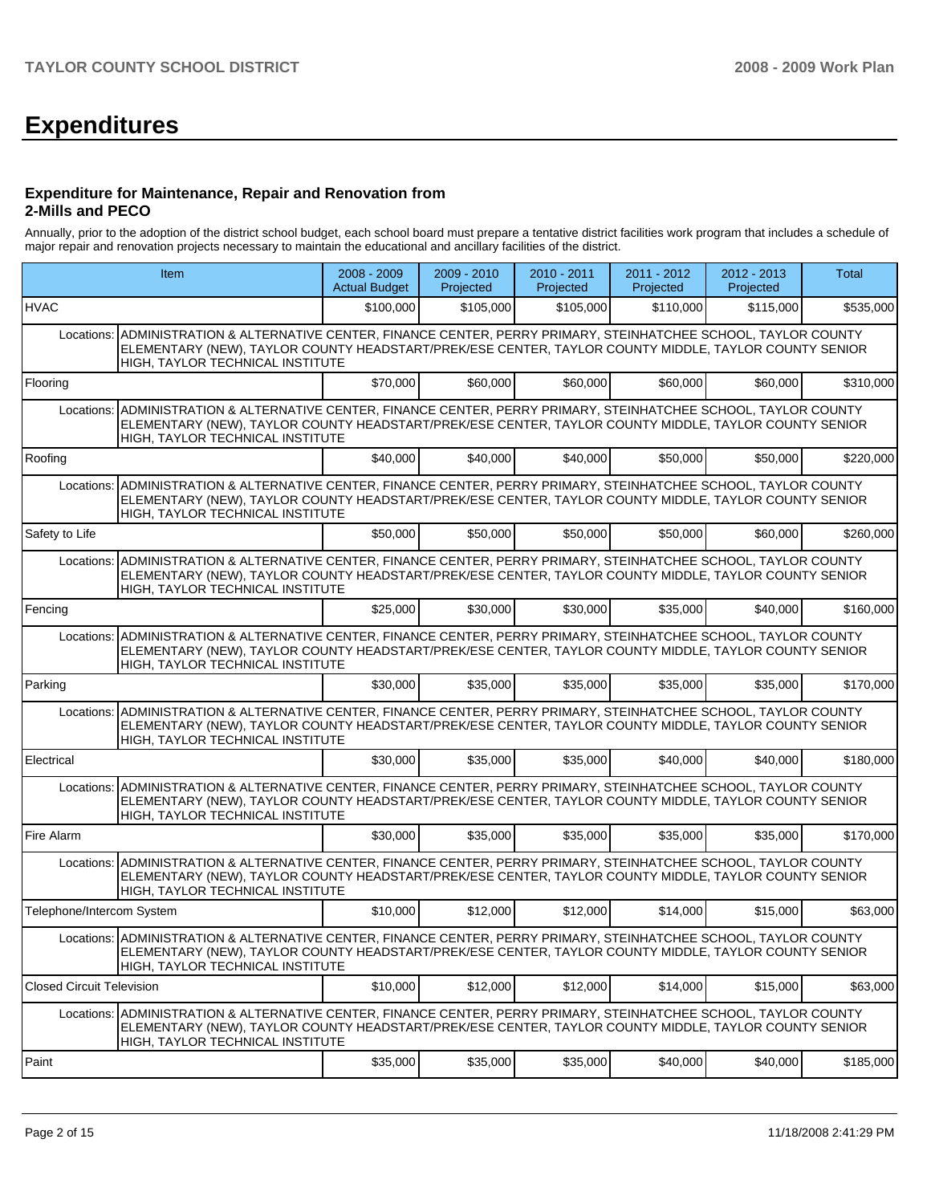# Expenditures

### Expenditure for Maintenance, Repair and Renovation from 2-Mills and PECO

Annually, prior to the adoption of the district school budget, each school board must prepare a tentative district facilities work program that includes a schedule of major repair and renovation projects necessary to maintain the educational and ancillary facilities of the district.

| Item | 2008 - 2009 Actual Budget | 2009 - 2010 Projected | 2010 - 2011 Projected | 2011 - 2012 Projected | 2012 - 2013 Projected | Total |
|---|---|---|---|---|---|---|
| HVAC | $100,000 | $105,000 | $105,000 | $110,000 | $115,000 | $535,000 |
| Locations: ADMINISTRATION & ALTERNATIVE CENTER, FINANCE CENTER, PERRY PRIMARY, STEINHATCHEE SCHOOL, TAYLOR COUNTY ELEMENTARY (NEW), TAYLOR COUNTY HEADSTART/PREK/ESE CENTER, TAYLOR COUNTY MIDDLE, TAYLOR COUNTY SENIOR HIGH, TAYLOR TECHNICAL INSTITUTE | | | | | | |
| Flooring | $70,000 | $60,000 | $60,000 | $60,000 | $60,000 | $310,000 |
| Locations: ADMINISTRATION & ALTERNATIVE CENTER, FINANCE CENTER, PERRY PRIMARY, STEINHATCHEE SCHOOL, TAYLOR COUNTY ELEMENTARY (NEW), TAYLOR COUNTY HEADSTART/PREK/ESE CENTER, TAYLOR COUNTY MIDDLE, TAYLOR COUNTY SENIOR HIGH, TAYLOR TECHNICAL INSTITUTE | | | | | | |
| Roofing | $40,000 | $40,000 | $40,000 | $50,000 | $50,000 | $220,000 |
| Locations: ADMINISTRATION & ALTERNATIVE CENTER, FINANCE CENTER, PERRY PRIMARY, STEINHATCHEE SCHOOL, TAYLOR COUNTY ELEMENTARY (NEW), TAYLOR COUNTY HEADSTART/PREK/ESE CENTER, TAYLOR COUNTY MIDDLE, TAYLOR COUNTY SENIOR HIGH, TAYLOR TECHNICAL INSTITUTE | | | | | | |
| Safety to Life | $50,000 | $50,000 | $50,000 | $50,000 | $60,000 | $260,000 |
| Locations: ADMINISTRATION & ALTERNATIVE CENTER, FINANCE CENTER, PERRY PRIMARY, STEINHATCHEE SCHOOL, TAYLOR COUNTY ELEMENTARY (NEW), TAYLOR COUNTY HEADSTART/PREK/ESE CENTER, TAYLOR COUNTY MIDDLE, TAYLOR COUNTY SENIOR HIGH, TAYLOR TECHNICAL INSTITUTE | | | | | | |
| Fencing | $25,000 | $30,000 | $30,000 | $35,000 | $40,000 | $160,000 |
| Locations: ADMINISTRATION & ALTERNATIVE CENTER, FINANCE CENTER, PERRY PRIMARY, STEINHATCHEE SCHOOL, TAYLOR COUNTY ELEMENTARY (NEW), TAYLOR COUNTY HEADSTART/PREK/ESE CENTER, TAYLOR COUNTY MIDDLE, TAYLOR COUNTY SENIOR HIGH, TAYLOR TECHNICAL INSTITUTE | | | | | | |
| Parking | $30,000 | $35,000 | $35,000 | $35,000 | $35,000 | $170,000 |
| Locations: ADMINISTRATION & ALTERNATIVE CENTER, FINANCE CENTER, PERRY PRIMARY, STEINHATCHEE SCHOOL, TAYLOR COUNTY ELEMENTARY (NEW), TAYLOR COUNTY HEADSTART/PREK/ESE CENTER, TAYLOR COUNTY MIDDLE, TAYLOR COUNTY SENIOR HIGH, TAYLOR TECHNICAL INSTITUTE | | | | | | |
| Electrical | $30,000 | $35,000 | $35,000 | $40,000 | $40,000 | $180,000 |
| Locations: ADMINISTRATION & ALTERNATIVE CENTER, FINANCE CENTER, PERRY PRIMARY, STEINHATCHEE SCHOOL, TAYLOR COUNTY ELEMENTARY (NEW), TAYLOR COUNTY HEADSTART/PREK/ESE CENTER, TAYLOR COUNTY MIDDLE, TAYLOR COUNTY SENIOR HIGH, TAYLOR TECHNICAL INSTITUTE | | | | | | |
| Fire Alarm | $30,000 | $35,000 | $35,000 | $35,000 | $35,000 | $170,000 |
| Locations: ADMINISTRATION & ALTERNATIVE CENTER, FINANCE CENTER, PERRY PRIMARY, STEINHATCHEE SCHOOL, TAYLOR COUNTY ELEMENTARY (NEW), TAYLOR COUNTY HEADSTART/PREK/ESE CENTER, TAYLOR COUNTY MIDDLE, TAYLOR COUNTY SENIOR HIGH, TAYLOR TECHNICAL INSTITUTE | | | | | | |
| Telephone/Intercom System | $10,000 | $12,000 | $12,000 | $14,000 | $15,000 | $63,000 |
| Locations: ADMINISTRATION & ALTERNATIVE CENTER, FINANCE CENTER, PERRY PRIMARY, STEINHATCHEE SCHOOL, TAYLOR COUNTY ELEMENTARY (NEW), TAYLOR COUNTY HEADSTART/PREK/ESE CENTER, TAYLOR COUNTY MIDDLE, TAYLOR COUNTY SENIOR HIGH, TAYLOR TECHNICAL INSTITUTE | | | | | | |
| Closed Circuit Television | $10,000 | $12,000 | $12,000 | $14,000 | $15,000 | $63,000 |
| Locations: ADMINISTRATION & ALTERNATIVE CENTER, FINANCE CENTER, PERRY PRIMARY, STEINHATCHEE SCHOOL, TAYLOR COUNTY ELEMENTARY (NEW), TAYLOR COUNTY HEADSTART/PREK/ESE CENTER, TAYLOR COUNTY MIDDLE, TAYLOR COUNTY SENIOR HIGH, TAYLOR TECHNICAL INSTITUTE | | | | | | |
| Paint | $35,000 | $35,000 | $35,000 | $40,000 | $40,000 | $185,000 |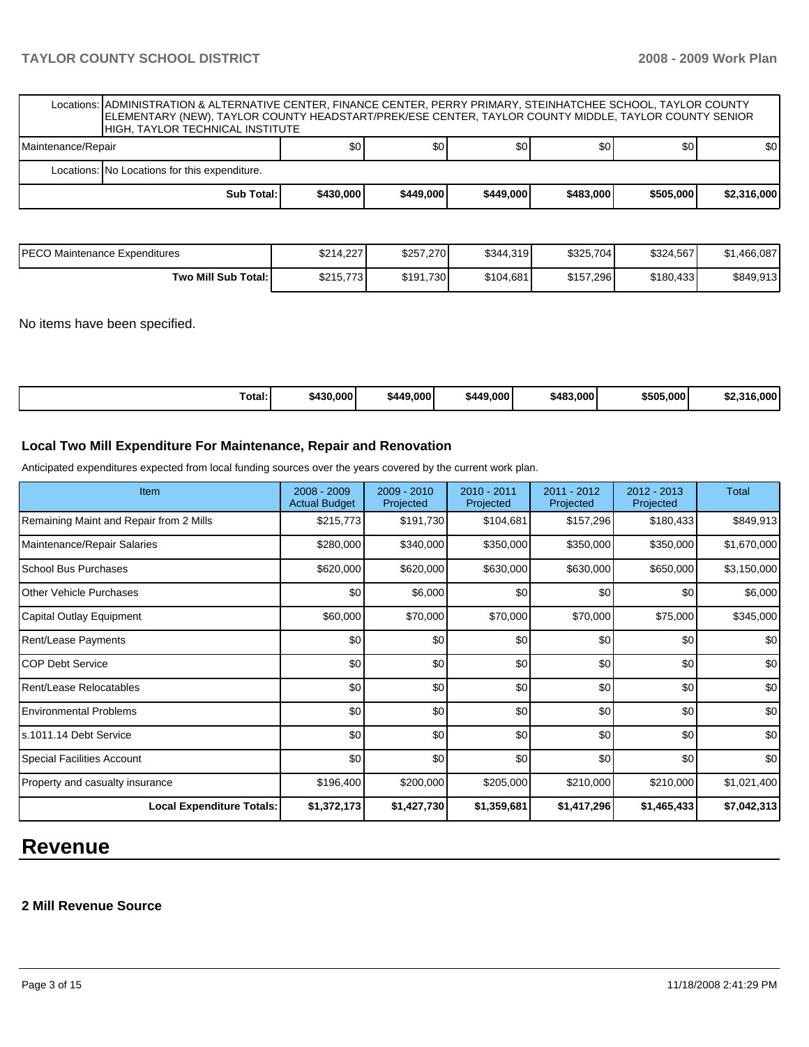| | | | | | | |
|---|---|---|---|---|---|---|
| Locations: | ADMINISTRATION & ALTERNATIVE CENTER, FINANCE CENTER, PERRY PRIMARY, STEINHATCHEE SCHOOL, TAYLOR COUNTY ELEMENTARY (NEW), TAYLOR COUNTY HEADSTART/PREK/ESE CENTER, TAYLOR COUNTY MIDDLE, TAYLOR COUNTY SENIOR HIGH, TAYLOR TECHNICAL INSTITUTE | | | | | |
| Maintenance/Repair | $0 | $0 | $0 | $0 | $0 | $0 |
| Locations: | No Locations for this expenditure. | | | | | |
| Sub Total: | $430,000 | $449,000 | $449,000 | $483,000 | $505,000 | $2,316,000 |

| | | | | | | |
|---|---|---|---|---|---|---|
| PECO Maintenance Expenditures | $214,227 | $257,270 | $344,319 | $325,704 | $324,567 | $1,466,087 |
| Two Mill Sub Total: | $215,773 | $191,730 | $104,681 | $157,296 | $180,433 | $849,913 |

No items have been specified.

| | | | | | | |
|---|---|---|---|---|---|---|
| Total: | $430,000 | $449,000 | $449,000 | $483,000 | $505,000 | $2,316,000 |

### Local Two Mill Expenditure For Maintenance, Repair and Renovation

Anticipated expenditures expected from local funding sources over the years covered by the current work plan.

| Item | 2008 - 2009 Actual Budget | 2009 - 2010 Projected | 2010 - 2011 Projected | 2011 - 2012 Projected | 2012 - 2013 Projected | Total |
|---|---|---|---|---|---|---|
| Remaining Maint and Repair from 2 Mills | $215,773 | $191,730 | $104,681 | $157,296 | $180,433 | $849,913 |
| Maintenance/Repair Salaries | $280,000 | $340,000 | $350,000 | $350,000 | $350,000 | $1,670,000 |
| School Bus Purchases | $620,000 | $620,000 | $630,000 | $630,000 | $650,000 | $3,150,000 |
| Other Vehicle Purchases | $0 | $6,000 | $0 | $0 | $0 | $6,000 |
| Capital Outlay Equipment | $60,000 | $70,000 | $70,000 | $70,000 | $75,000 | $345,000 |
| Rent/Lease Payments | $0 | $0 | $0 | $0 | $0 | $0 |
| COP Debt Service | $0 | $0 | $0 | $0 | $0 | $0 |
| Rent/Lease Relocatables | $0 | $0 | $0 | $0 | $0 | $0 |
| Environmental Problems | $0 | $0 | $0 | $0 | $0 | $0 |
| s.1011.14 Debt Service | $0 | $0 | $0 | $0 | $0 | $0 |
| Special Facilities Account | $0 | $0 | $0 | $0 | $0 | $0 |
| Property and casualty insurance | $196,400 | $200,000 | $205,000 | $210,000 | $210,000 | $1,021,400 |
| Local Expenditure Totals: | $1,372,173 | $1,427,730 | $1,359,681 | $1,417,296 | $1,465,433 | $7,042,313 |

# Revenue

### 2 Mill Revenue Source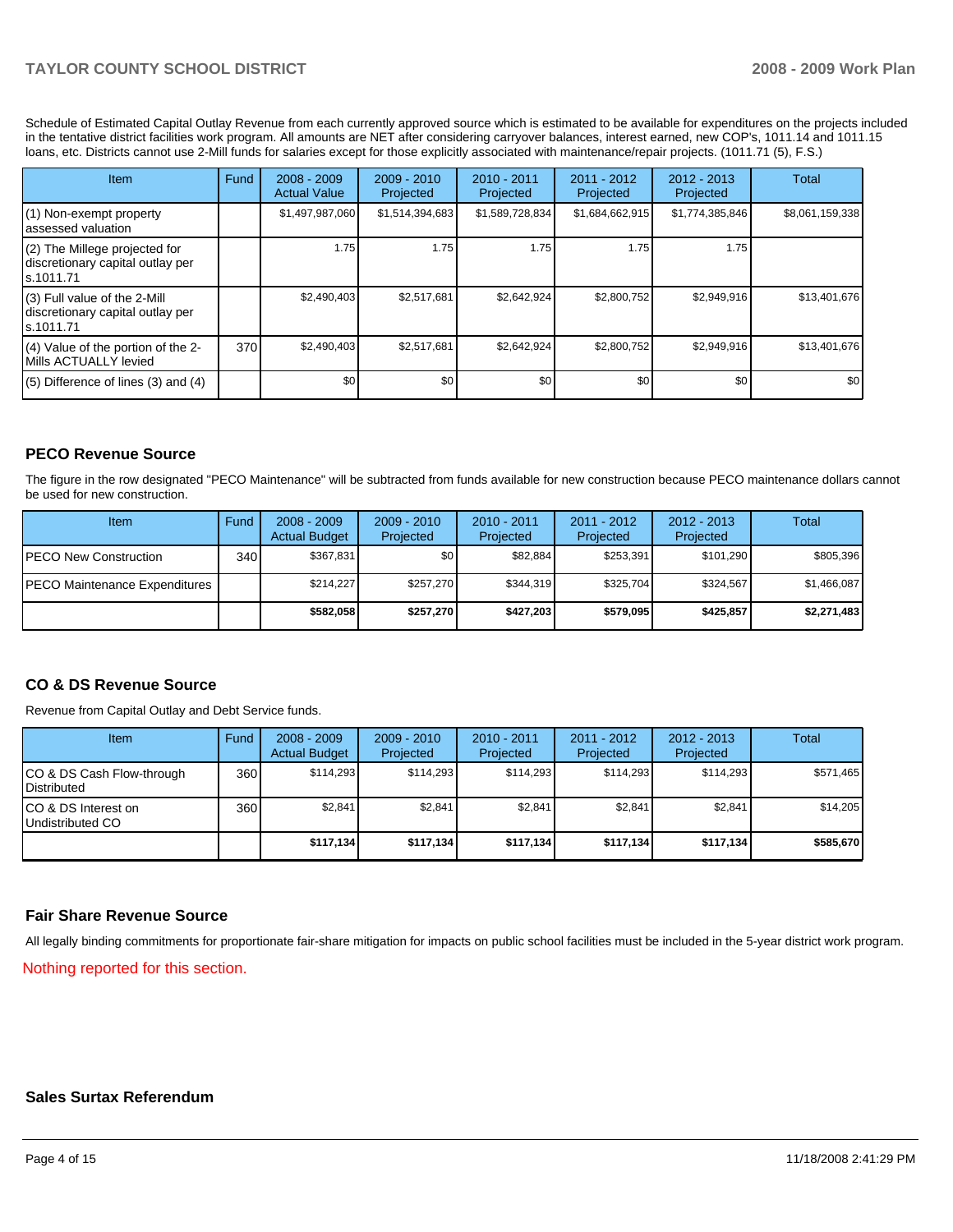Schedule of Estimated Capital Outlay Revenue from each currently approved source which is estimated to be available for expenditures on the projects included in the tentative district facilities work program. All amounts are NET after considering carryover balances, interest earned, new COP's, 1011.14 and 1011.15 loans, etc. Districts cannot use 2-Mill funds for salaries except for those explicitly associated with maintenance/repair projects. (1011.71 (5), F.S.)

| Item | Fund | 2008 - 2009 Actual Value | 2009 - 2010 Projected | 2010 - 2011 Projected | 2011 - 2012 Projected | 2012 - 2013 Projected | Total |
|---|---|---|---|---|---|---|---|
| (1) Non-exempt property assessed valuation | | $1,497,987,060 | $1,514,394,683 | $1,589,728,834 | $1,684,662,915 | $1,774,385,846 | $8,061,159,338 |
| (2) The Millege projected for discretionary capital outlay per s.1011.71 | | 1.75 | 1.75 | 1.75 | 1.75 | 1.75 | |
| (3) Full value of the 2-Mill discretionary capital outlay per s.1011.71 | | $2,490,403 | $2,517,681 | $2,642,924 | $2,800,752 | $2,949,916 | $13,401,676 |
| (4) Value of the portion of the 2-Mills ACTUALLY levied | 370 | $2,490,403 | $2,517,681 | $2,642,924 | $2,800,752 | $2,949,916 | $13,401,676 |
| (5) Difference of lines (3) and (4) | | $0 | $0 | $0 | $0 | $0 | $0 |

## PECO Revenue Source

The figure in the row designated "PECO Maintenance" will be subtracted from funds available for new construction because PECO maintenance dollars cannot be used for new construction.

| Item | Fund | 2008 - 2009 Actual Budget | 2009 - 2010 Projected | 2010 - 2011 Projected | 2011 - 2012 Projected | 2012 - 2013 Projected | Total |
|---|---|---|---|---|---|---|---|
| PECO New Construction | 340 | $367,831 | $0 | $82,884 | $253,391 | $101,290 | $805,396 |
| PECO Maintenance Expenditures | | $214,227 | $257,270 | $344,319 | $325,704 | $324,567 | $1,466,087 |
| | | **$582,058** | **$257,270** | **$427,203** | **$579,095** | **$425,857** | **$2,271,483** |

## CO & DS Revenue Source

Revenue from Capital Outlay and Debt Service funds.

| Item | Fund | 2008 - 2009 Actual Budget | 2009 - 2010 Projected | 2010 - 2011 Projected | 2011 - 2012 Projected | 2012 - 2013 Projected | Total |
|---|---|---|---|---|---|---|---|
| CO & DS Cash Flow-through Distributed | 360 | $114,293 | $114,293 | $114,293 | $114,293 | $114,293 | $571,465 |
| CO & DS Interest on Undistributed CO | 360 | $2,841 | $2,841 | $2,841 | $2,841 | $2,841 | $14,205 |
| | | **$117,134** | **$117,134** | **$117,134** | **$117,134** | **$117,134** | **$585,670** |

## Fair Share Revenue Source

All legally binding commitments for proportionate fair-share mitigation for impacts on public school facilities must be included in the 5-year district work program.

Nothing reported for this section.

## Sales Surtax Referendum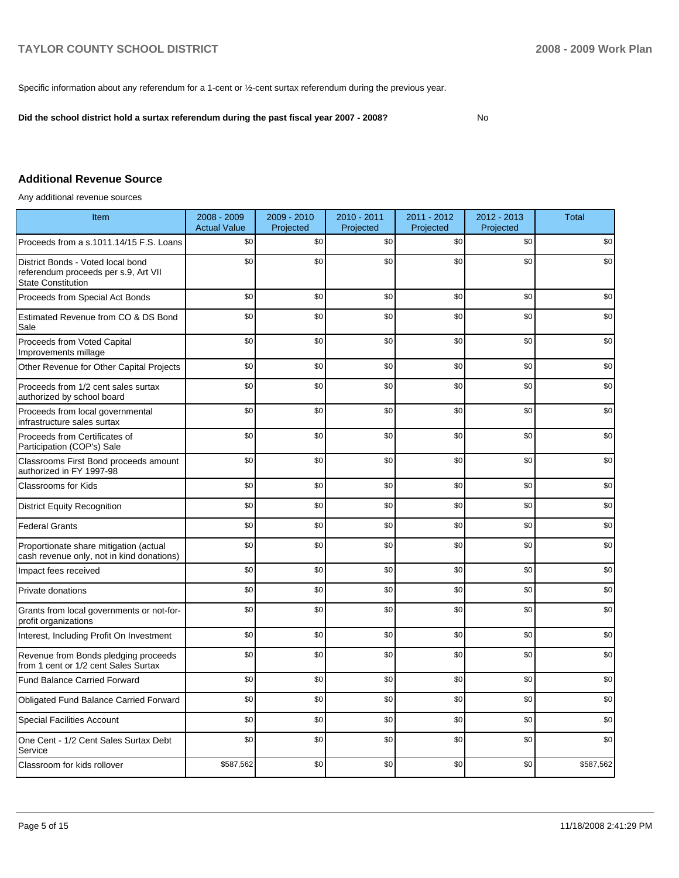Specific information about any referendum for a 1-cent or ½-cent surtax referendum during the previous year.

**Did the school district hold a surtax referendum during the past fiscal year 2007 - 2008?** No

## Additional Revenue Source

Any additional revenue sources

| Item | 2008 - 2009 Actual Value | 2009 - 2010 Projected | 2010 - 2011 Projected | 2011 - 2012 Projected | 2012 - 2013 Projected | Total |
|---|---|---|---|---|---|---|
| Proceeds from a s.1011.14/15 F.S. Loans | $0 | $0 | $0 | $0 | $0 | $0 |
| District Bonds - Voted local bond referendum proceeds per s.9, Art VII State Constitution | $0 | $0 | $0 | $0 | $0 | $0 |
| Proceeds from Special Act Bonds | $0 | $0 | $0 | $0 | $0 | $0 |
| Estimated Revenue from CO & DS Bond Sale | $0 | $0 | $0 | $0 | $0 | $0 |
| Proceeds from Voted Capital Improvements millage | $0 | $0 | $0 | $0 | $0 | $0 |
| Other Revenue for Other Capital Projects | $0 | $0 | $0 | $0 | $0 | $0 |
| Proceeds from 1/2 cent sales surtax authorized by school board | $0 | $0 | $0 | $0 | $0 | $0 |
| Proceeds from local governmental infrastructure sales surtax | $0 | $0 | $0 | $0 | $0 | $0 |
| Proceeds from Certificates of Participation (COP's) Sale | $0 | $0 | $0 | $0 | $0 | $0 |
| Classrooms First Bond proceeds amount authorized in FY 1997-98 | $0 | $0 | $0 | $0 | $0 | $0 |
| Classrooms for Kids | $0 | $0 | $0 | $0 | $0 | $0 |
| District Equity Recognition | $0 | $0 | $0 | $0 | $0 | $0 |
| Federal Grants | $0 | $0 | $0 | $0 | $0 | $0 |
| Proportionate share mitigation (actual cash revenue only, not in kind donations) | $0 | $0 | $0 | $0 | $0 | $0 |
| Impact fees received | $0 | $0 | $0 | $0 | $0 | $0 |
| Private donations | $0 | $0 | $0 | $0 | $0 | $0 |
| Grants from local governments or not-for-profit organizations | $0 | $0 | $0 | $0 | $0 | $0 |
| Interest, Including Profit On Investment | $0 | $0 | $0 | $0 | $0 | $0 |
| Revenue from Bonds pledging proceeds from 1 cent or 1/2 cent Sales Surtax | $0 | $0 | $0 | $0 | $0 | $0 |
| Fund Balance Carried Forward | $0 | $0 | $0 | $0 | $0 | $0 |
| Obligated Fund Balance Carried Forward | $0 | $0 | $0 | $0 | $0 | $0 |
| Special Facilities Account | $0 | $0 | $0 | $0 | $0 | $0 |
| One Cent - 1/2 Cent Sales Surtax Debt Service | $0 | $0 | $0 | $0 | $0 | $0 |
| Classroom for kids rollover | $587,562 | $0 | $0 | $0 | $0 | $587,562 |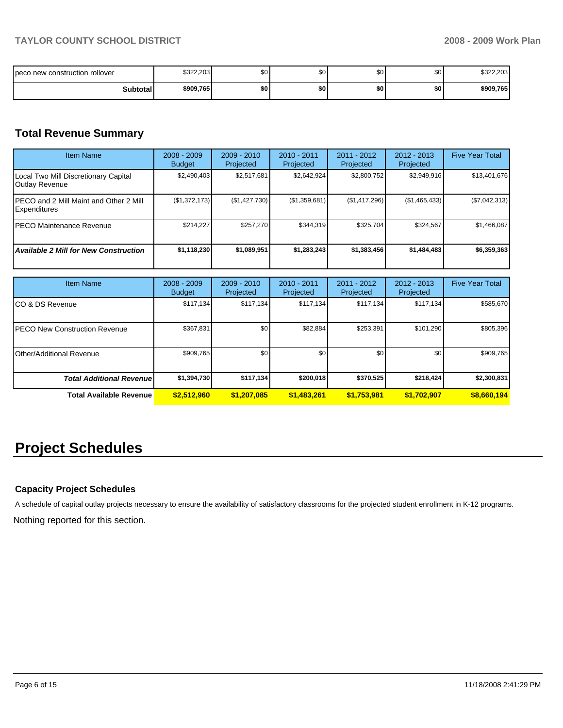| | | | | | | |
|---|---|---|---|---|---|---|
| peco new construction rollover | $322,203 | $0 | $0 | $0 | $0 | $322,203 |
| **Subtotal** | **$909,765** | **$0** | **$0** | **$0** | **$0** | **$909,765** |

## Total Revenue Summary

| Item Name | 2008 - 2009 Budget | 2009 - 2010 Projected | 2010 - 2011 Projected | 2011 - 2012 Projected | 2012 - 2013 Projected | Five Year Total |
|---|---|---|---|---|---|---|
| Local Two Mill Discretionary Capital Outlay Revenue | $2,490,403 | $2,517,681 | $2,642,924 | $2,800,752 | $2,949,916 | $13,401,676 |
| PECO and 2 Mill Maint and Other 2 Mill Expenditures | ($1,372,173) | ($1,427,730) | ($1,359,681) | ($1,417,296) | ($1,465,433) | ($7,042,313) |
| PECO Maintenance Revenue | $214,227 | $257,270 | $344,319 | $325,704 | $324,567 | $1,466,087 |
| ***Available 2 Mill for New Construction*** | **$1,118,230** | **$1,089,951** | **$1,283,243** | **$1,383,456** | **$1,484,483** | **$6,359,363** |

| Item Name | 2008 - 2009 Budget | 2009 - 2010 Projected | 2010 - 2011 Projected | 2011 - 2012 Projected | 2012 - 2013 Projected | Five Year Total |
|---|---|---|---|---|---|---|
| CO & DS Revenue | $117,134 | $117,134 | $117,134 | $117,134 | $117,134 | $585,670 |
| PECO New Construction Revenue | $367,831 | $0 | $82,884 | $253,391 | $101,290 | $805,396 |
| Other/Additional Revenue | $909,765 | $0 | $0 | $0 | $0 | $909,765 |
| ***Total Additional Revenue*** | **$1,394,730** | **$117,134** | **$200,018** | **$370,525** | **$218,424** | **$2,300,831** |
| **Total Available Revenue** | **$2,512,960** | **$1,207,085** | **$1,483,261** | **$1,753,981** | **$1,702,907** | **$8,660,194** |

# Project Schedules

### Capacity Project Schedules

A schedule of capital outlay projects necessary to ensure the availability of satisfactory classrooms for the projected student enrollment in K-12 programs.

Nothing reported for this section.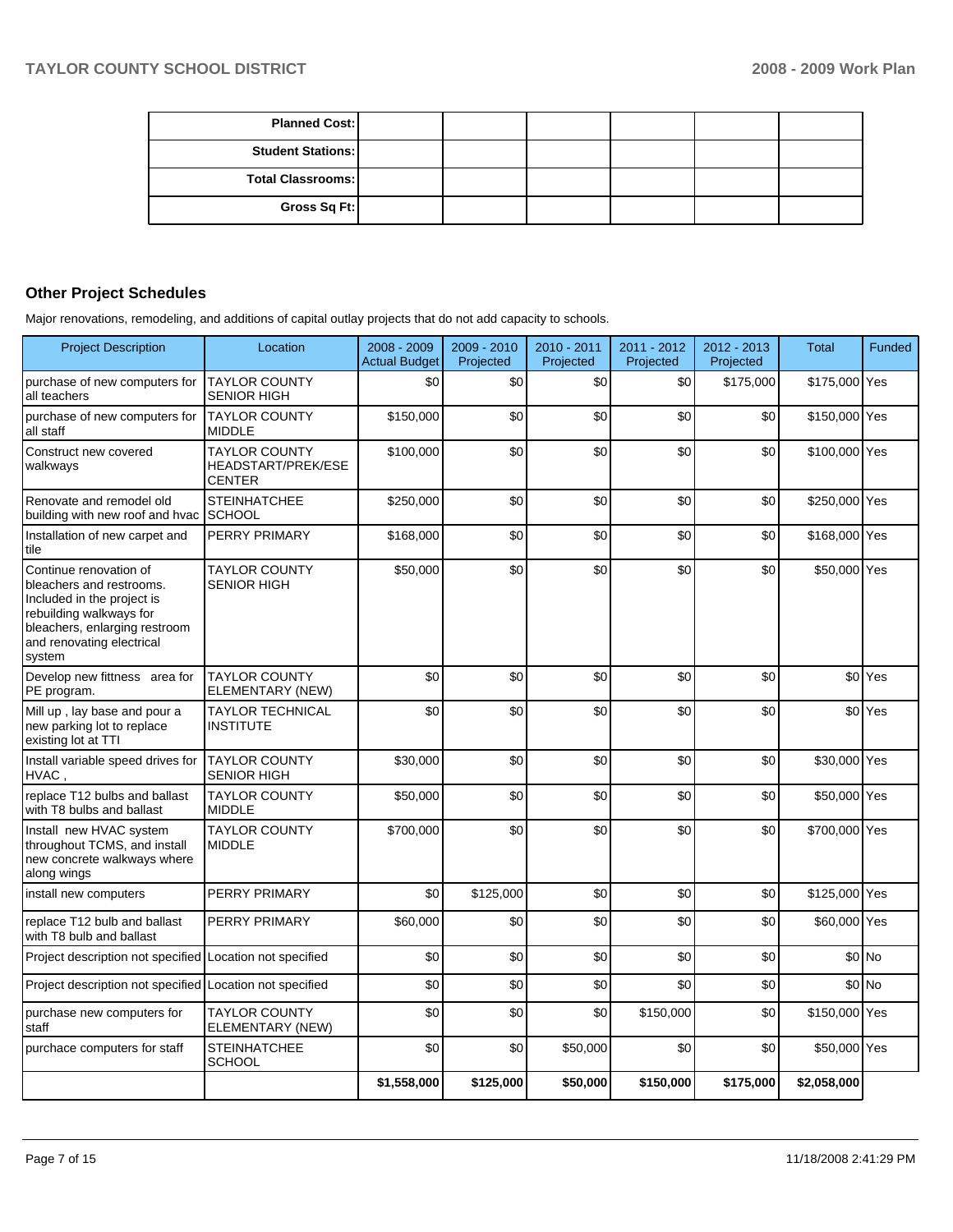| Planned Cost: | | | | | | |
|---|---|---|---|---|---|---|
| Student Stations: | | | | | | |
| Total Classrooms: | | | | | | |
| Gross Sq Ft: | | | | | | |

## Other Project Schedules

Major renovations, remodeling, and additions of capital outlay projects that do not add capacity to schools.

| Project Description | Location | 2008 - 2009 Actual Budget | 2009 - 2010 Projected | 2010 - 2011 Projected | 2011 - 2012 Projected | 2012 - 2013 Projected | Total | Funded |
|---|---|---|---|---|---|---|---|---|
| purchase of new computers for all teachers | TAYLOR COUNTY SENIOR HIGH | $0 | $0 | $0 | $0 | $175,000 | $175,000 | Yes |
| purchase of new computers for all staff | TAYLOR COUNTY MIDDLE | $150,000 | $0 | $0 | $0 | $0 | $150,000 | Yes |
| Construct new covered walkways | TAYLOR COUNTY HEADSTART/PREK/ESE CENTER | $100,000 | $0 | $0 | $0 | $0 | $100,000 | Yes |
| Renovate and remodel old building with new roof and hvac | STEINHATCHEE SCHOOL | $250,000 | $0 | $0 | $0 | $0 | $250,000 | Yes |
| Installation of new carpet and tile | PERRY PRIMARY | $168,000 | $0 | $0 | $0 | $0 | $168,000 | Yes |
| Continue renovation of bleachers and restrooms. Included in the project is rebuilding walkways for bleachers, enlarging restroom and renovating electrical system | TAYLOR COUNTY SENIOR HIGH | $50,000 | $0 | $0 | $0 | $0 | $50,000 | Yes |
| Develop new fittness area for PE program. | TAYLOR COUNTY ELEMENTARY (NEW) | $0 | $0 | $0 | $0 | $0 | $0 | Yes |
| Mill up , lay base and pour a new parking lot to replace existing lot at TTI | TAYLOR TECHNICAL INSTITUTE | $0 | $0 | $0 | $0 | $0 | $0 | Yes |
| Install variable speed drives for HVAC , | TAYLOR COUNTY SENIOR HIGH | $30,000 | $0 | $0 | $0 | $0 | $30,000 | Yes |
| replace T12 bulbs and ballast with T8 bulbs and ballast | TAYLOR COUNTY MIDDLE | $50,000 | $0 | $0 | $0 | $0 | $50,000 | Yes |
| Install new HVAC system throughout TCMS, and install new concrete walkways where along wings | TAYLOR COUNTY MIDDLE | $700,000 | $0 | $0 | $0 | $0 | $700,000 | Yes |
| install new computers | PERRY PRIMARY | $0 | $125,000 | $0 | $0 | $0 | $125,000 | Yes |
| replace T12 bulb and ballast with T8 bulb and ballast | PERRY PRIMARY | $60,000 | $0 | $0 | $0 | $0 | $60,000 | Yes |
| Project description not specified | Location not specified | $0 | $0 | $0 | $0 | $0 | $0 | No |
| Project description not specified | Location not specified | $0 | $0 | $0 | $0 | $0 | $0 | No |
| purchase new computers for staff | TAYLOR COUNTY ELEMENTARY (NEW) | $0 | $0 | $0 | $150,000 | $0 | $150,000 | Yes |
| purchace computers for staff | STEINHATCHEE SCHOOL | $0 | $0 | $50,000 | $0 | $0 | $50,000 | Yes |
| | | $1,558,000 | $125,000 | $50,000 | $150,000 | $175,000 | $2,058,000 | |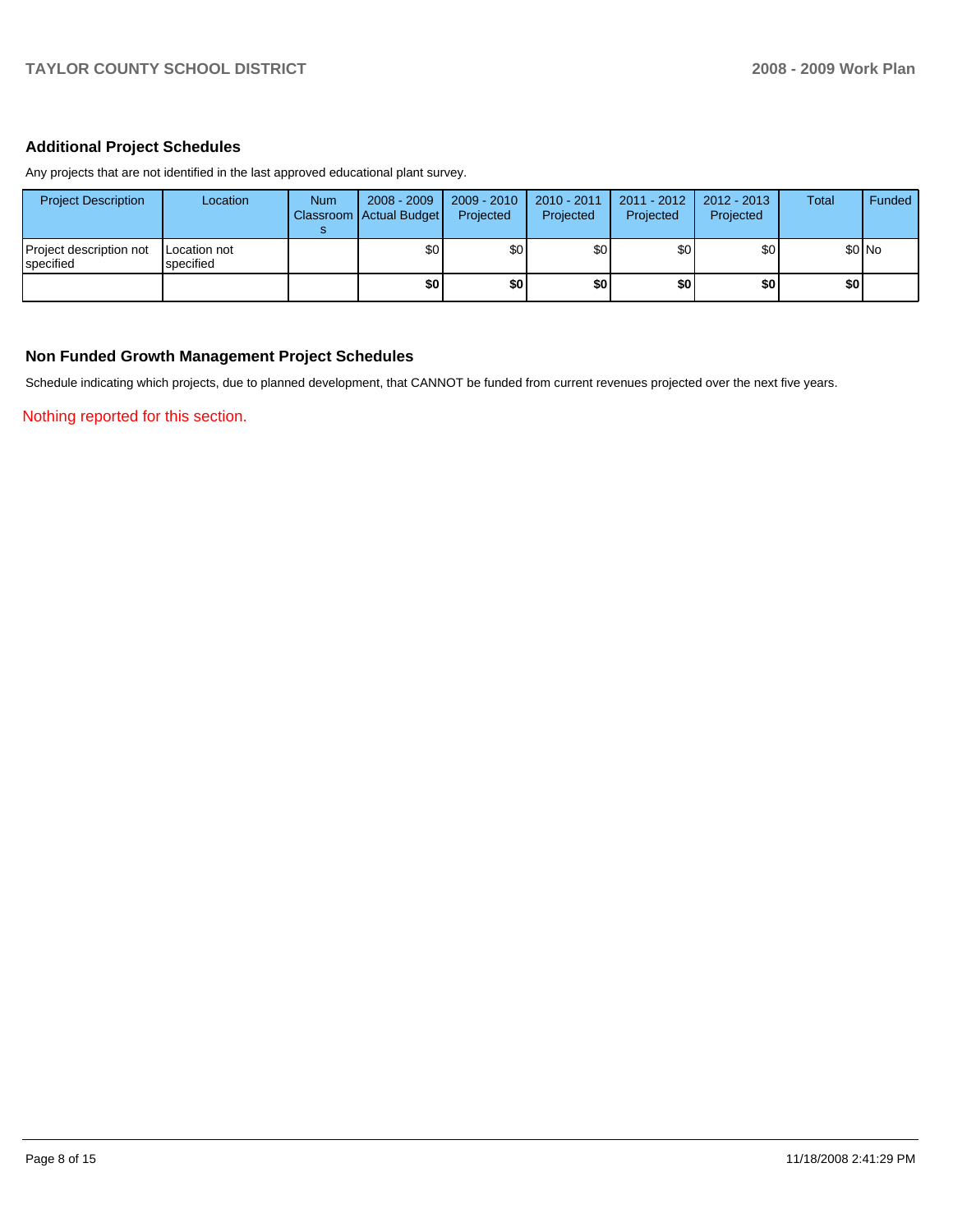## Additional Project Schedules

Any projects that are not identified in the last approved educational plant survey.

| Project Description | Location | Num Classrooms | 2008 - 2009 Actual Budget | 2009 - 2010 Projected | 2010 - 2011 Projected | 2011 - 2012 Projected | 2012 - 2013 Projected | Total | Funded |
|---|---|---|---|---|---|---|---|---|---|
| Project description not specified | Location not specified | | $0 | $0 | $0 | $0 | $0 | $0 | No |
| | | | **$0** | **$0** | **$0** | **$0** | **$0** | **$0** | |

## Non Funded Growth Management Project Schedules

Schedule indicating which projects, due to planned development, that CANNOT be funded from current revenues projected over the next five years.

Nothing reported for this section.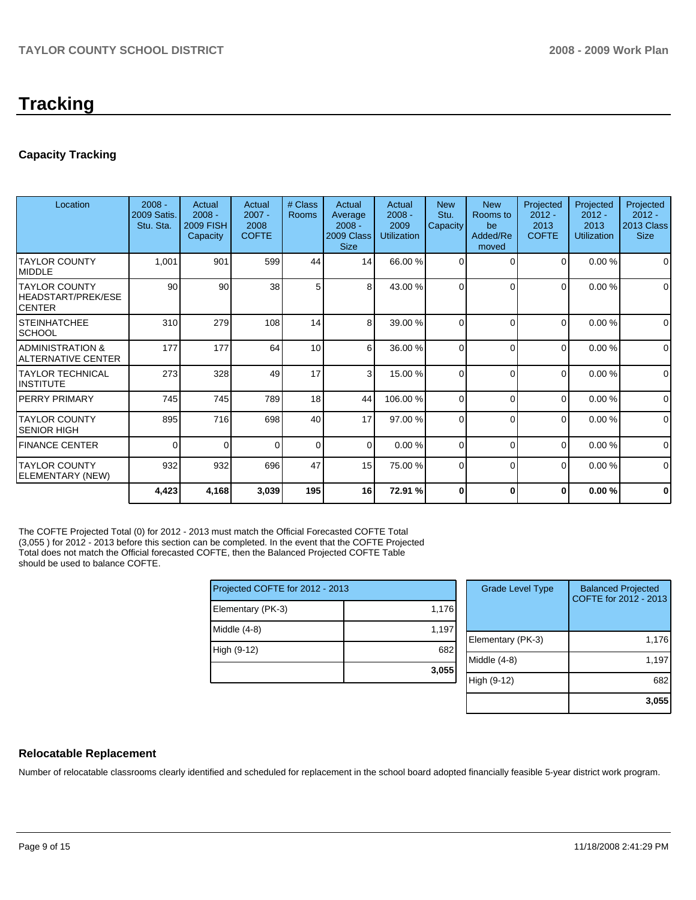# Tracking

## Capacity Tracking

| Location | 2008 - 2009 Satis. Stu. Sta. | Actual 2008 - 2009 FISH Capacity | Actual 2007 - 2008 COFTE | # Class Rooms | Actual Average 2008 - 2009 Class Size | Actual 2008 - 2009 Utilization | New Stu. Capacity | New Rooms to be Added/Removed | Projected 2012 - 2013 COFTE | Projected 2012 - 2013 Utilization | Projected 2012 - 2013 Class Size |
|---|---|---|---|---|---|---|---|---|---|---|---|
| TAYLOR COUNTY MIDDLE | 1,001 | 901 | 599 | 44 | 14 | 66.00 % | 0 | 0 | 0 | 0.00 % | 0 |
| TAYLOR COUNTY HEADSTART/PREK/ESE CENTER | 90 | 90 | 38 | 5 | 8 | 43.00 % | 0 | 0 | 0 | 0.00 % | 0 |
| STEINHATCHEE SCHOOL | 310 | 279 | 108 | 14 | 8 | 39.00 % | 0 | 0 | 0 | 0.00 % | 0 |
| ADMINISTRATION & ALTERNATIVE CENTER | 177 | 177 | 64 | 10 | 6 | 36.00 % | 0 | 0 | 0 | 0.00 % | 0 |
| TAYLOR TECHNICAL INSTITUTE | 273 | 328 | 49 | 17 | 3 | 15.00 % | 0 | 0 | 0 | 0.00 % | 0 |
| PERRY PRIMARY | 745 | 745 | 789 | 18 | 44 | 106.00 % | 0 | 0 | 0 | 0.00 % | 0 |
| TAYLOR COUNTY SENIOR HIGH | 895 | 716 | 698 | 40 | 17 | 97.00 % | 0 | 0 | 0 | 0.00 % | 0 |
| FINANCE CENTER | 0 | 0 | 0 | 0 | 0 | 0.00 % | 0 | 0 | 0 | 0.00 % | 0 |
| TAYLOR COUNTY ELEMENTARY (NEW) | 932 | 932 | 696 | 47 | 15 | 75.00 % | 0 | 0 | 0 | 0.00 % | 0 |
| | **4,423** | **4,168** | **3,039** | **195** | **16** | **72.91 %** | **0** | **0** | **0** | **0.00 %** | **0** |

The COFTE Projected Total (0) for 2012 - 2013 must match the Official Forecasted COFTE Total (3,055 ) for 2012 - 2013 before this section can be completed. In the event that the COFTE Projected Total does not match the Official forecasted COFTE, then the Balanced Projected COFTE Table should be used to balance COFTE.

| Projected COFTE for 2012 - 2013 | |
|---|---|
| Elementary (PK-3) | 1,176 |
| Middle (4-8) | 1,197 |
| High (9-12) | 682 |
| | **3,055** |

| Grade Level Type | Balanced Projected COFTE for 2012 - 2013 |
|---|---|
| Elementary (PK-3) | 1,176 |
| Middle (4-8) | 1,197 |
| High (9-12) | 682 |
| | **3,055** |

## Relocatable Replacement

Number of relocatable classrooms clearly identified and scheduled for replacement in the school board adopted financially feasible 5-year district work program.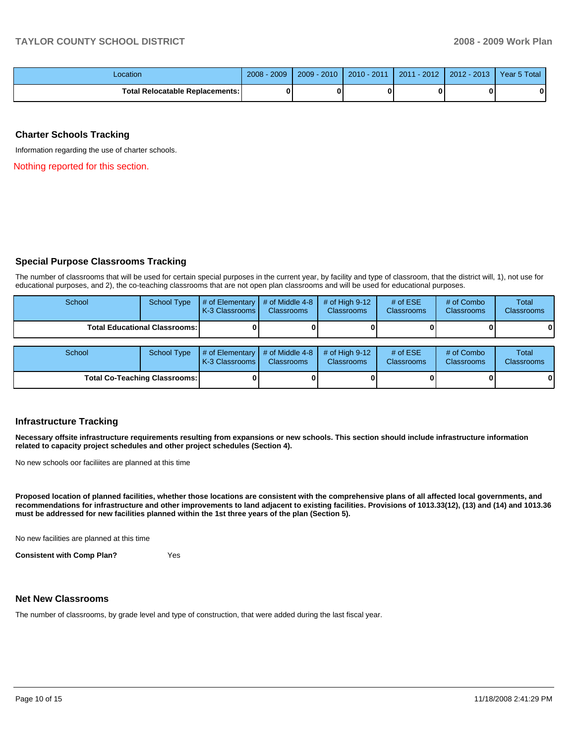| Location | 2008 - 2009 | 2009 - 2010 | 2010 - 2011 | 2011 - 2012 | 2012 - 2013 | Year 5 Total |
|---|---|---|---|---|---|---|
| **Total Relocatable Replacements:** | **0** | **0** | **0** | **0** | **0** | **0** |

## Charter Schools Tracking

Information regarding the use of charter schools.

Nothing reported for this section.

## Special Purpose Classrooms Tracking

The number of classrooms that will be used for certain special purposes in the current year, by facility and type of classroom, that the district will, 1), not use for educational purposes, and 2), the co-teaching classrooms that are not open plan classrooms and will be used for educational purposes.

| School | School Type | # of Elementary K-3 Classrooms | # of Middle 4-8 Classrooms | # of High 9-12 Classrooms | # of ESE Classrooms | # of Combo Classrooms | Total Classrooms |
|---|---|---|---|---|---|---|---|
| **Total Educational Classrooms:** | | **0** | **0** | **0** | **0** | **0** | **0** |

| School | School Type | # of Elementary K-3 Classrooms | # of Middle 4-8 Classrooms | # of High 9-12 Classrooms | # of ESE Classrooms | # of Combo Classrooms | Total Classrooms |
|---|---|---|---|---|---|---|---|
| **Total Co-Teaching Classrooms:** | | **0** | **0** | **0** | **0** | **0** | **0** |

## Infrastructure Tracking

**Necessary offsite infrastructure requirements resulting from expansions or new schools. This section should include infrastructure information related to capacity project schedules and other project schedules (Section 4).**

No new schools oor faciliites are planned at this time

**Proposed location of planned facilities, whether those locations are consistent with the comprehensive plans of all affected local governments, and recommendations for infrastructure and other improvements to land adjacent to existing facilities. Provisions of 1013.33(12), (13) and (14) and 1013.36 must be addressed for new facilities planned within the 1st three years of the plan (Section 5).**

No new facilities are planned at this time

**Consistent with Comp Plan?** Yes

## Net New Classrooms

The number of classrooms, by grade level and type of construction, that were added during the last fiscal year.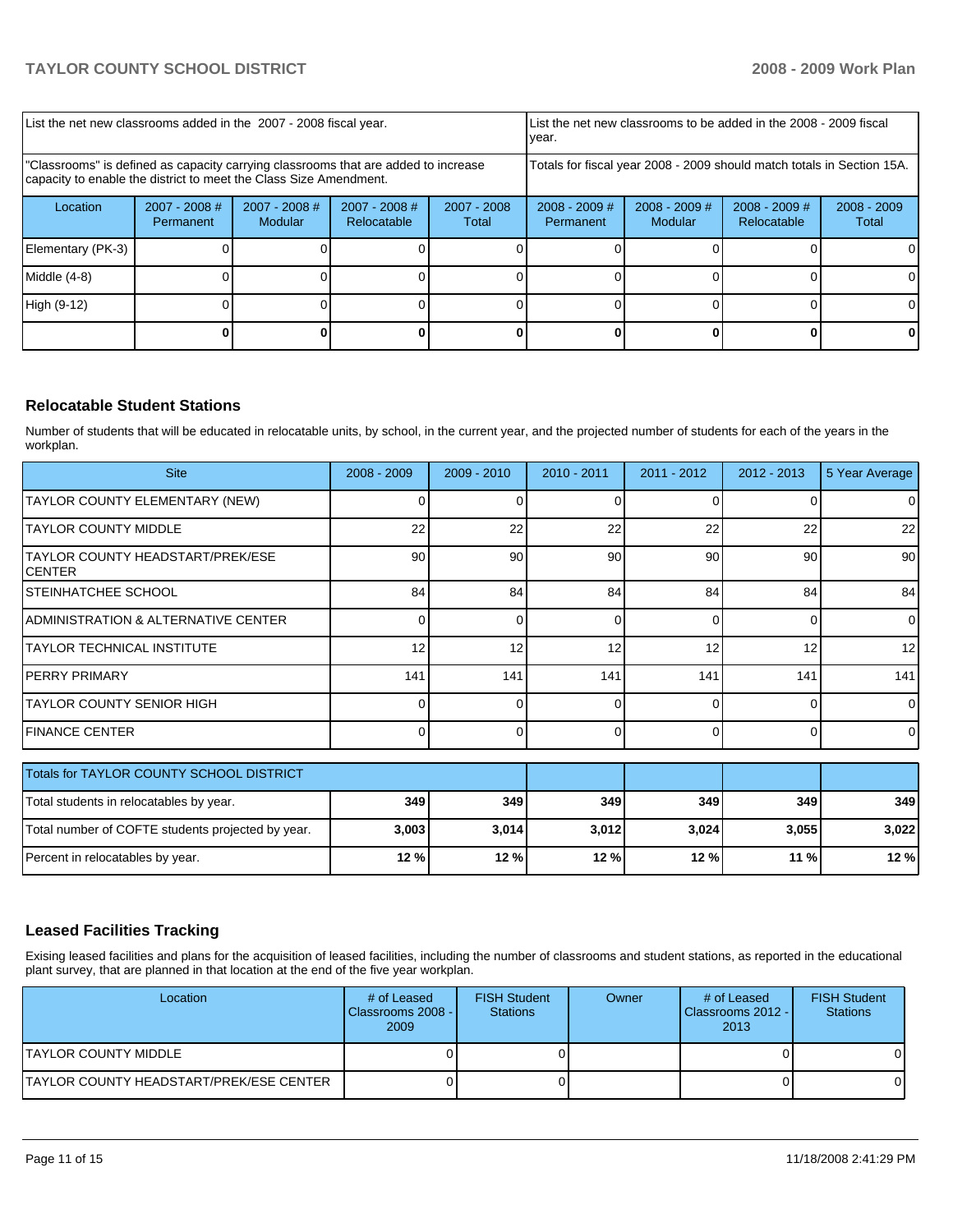| List the net new classrooms added in the 2007 - 2008 fiscal year. | | | | List the net new classrooms to be added in the 2008 - 2009 fiscal year. | | | |
|---|---|---|---|---|---|---|---|
| "Classrooms" is defined as capacity carrying classrooms that are added to increase capacity to enable the district to meet the Class Size Amendment. | | | | Totals for fiscal year 2008 - 2009 should match totals in Section 15A. | | | |
| Location | 2007 - 2008 # Permanent | 2007 - 2008 # Modular | 2007 - 2008 # Relocatable | 2007 - 2008 Total | 2008 - 2009 # Permanent | 2008 - 2009 # Modular | 2008 - 2009 # Relocatable | 2008 - 2009 Total |
| Elementary (PK-3) | 0 | 0 | 0 | 0 | 0 | 0 | 0 | 0 |
| Middle (4-8) | 0 | 0 | 0 | 0 | 0 | 0 | 0 | 0 |
| High (9-12) | 0 | 0 | 0 | 0 | 0 | 0 | 0 | 0 |
| | **0** | **0** | **0** | **0** | **0** | **0** | **0** | **0** |

## Relocatable Student Stations

Number of students that will be educated in relocatable units, by school, in the current year, and the projected number of students for each of the years in the workplan.

| Site | 2008 - 2009 | 2009 - 2010 | 2010 - 2011 | 2011 - 2012 | 2012 - 2013 | 5 Year Average |
|---|---|---|---|---|---|---|
| TAYLOR COUNTY ELEMENTARY (NEW) | 0 | 0 | 0 | 0 | 0 | 0 |
| TAYLOR COUNTY MIDDLE | 22 | 22 | 22 | 22 | 22 | 22 |
| TAYLOR COUNTY HEADSTART/PREK/ESE CENTER | 90 | 90 | 90 | 90 | 90 | 90 |
| STEINHATCHEE SCHOOL | 84 | 84 | 84 | 84 | 84 | 84 |
| ADMINISTRATION & ALTERNATIVE CENTER | 0 | 0 | 0 | 0 | 0 | 0 |
| TAYLOR TECHNICAL INSTITUTE | 12 | 12 | 12 | 12 | 12 | 12 |
| PERRY PRIMARY | 141 | 141 | 141 | 141 | 141 | 141 |
| TAYLOR COUNTY SENIOR HIGH | 0 | 0 | 0 | 0 | 0 | 0 |
| FINANCE CENTER | 0 | 0 | 0 | 0 | 0 | 0 |

| Totals for TAYLOR COUNTY SCHOOL DISTRICT | | | | | | |
|---|---|---|---|---|---|---|
| Total students in relocatables by year. | **349** | **349** | **349** | **349** | **349** | **349** |
| Total number of COFTE students projected by year. | **3,003** | **3,014** | **3,012** | **3,024** | **3,055** | **3,022** |
| Percent in relocatables by year. | **12 %** | **12 %** | **12 %** | **12 %** | **11 %** | **12 %** |

## Leased Facilities Tracking

Exising leased facilities and plans for the acquisition of leased facilities, including the number of classrooms and student stations, as reported in the educational plant survey, that are planned in that location at the end of the five year workplan.

| Location | # of Leased Classrooms 2008 - 2009 | FISH Student Stations | Owner | # of Leased Classrooms 2012 - 2013 | FISH Student Stations |
|---|---|---|---|---|---|
| TAYLOR COUNTY MIDDLE | 0 | 0 | | 0 | 0 |
| TAYLOR COUNTY HEADSTART/PREK/ESE CENTER | 0 | 0 | | 0 | 0 |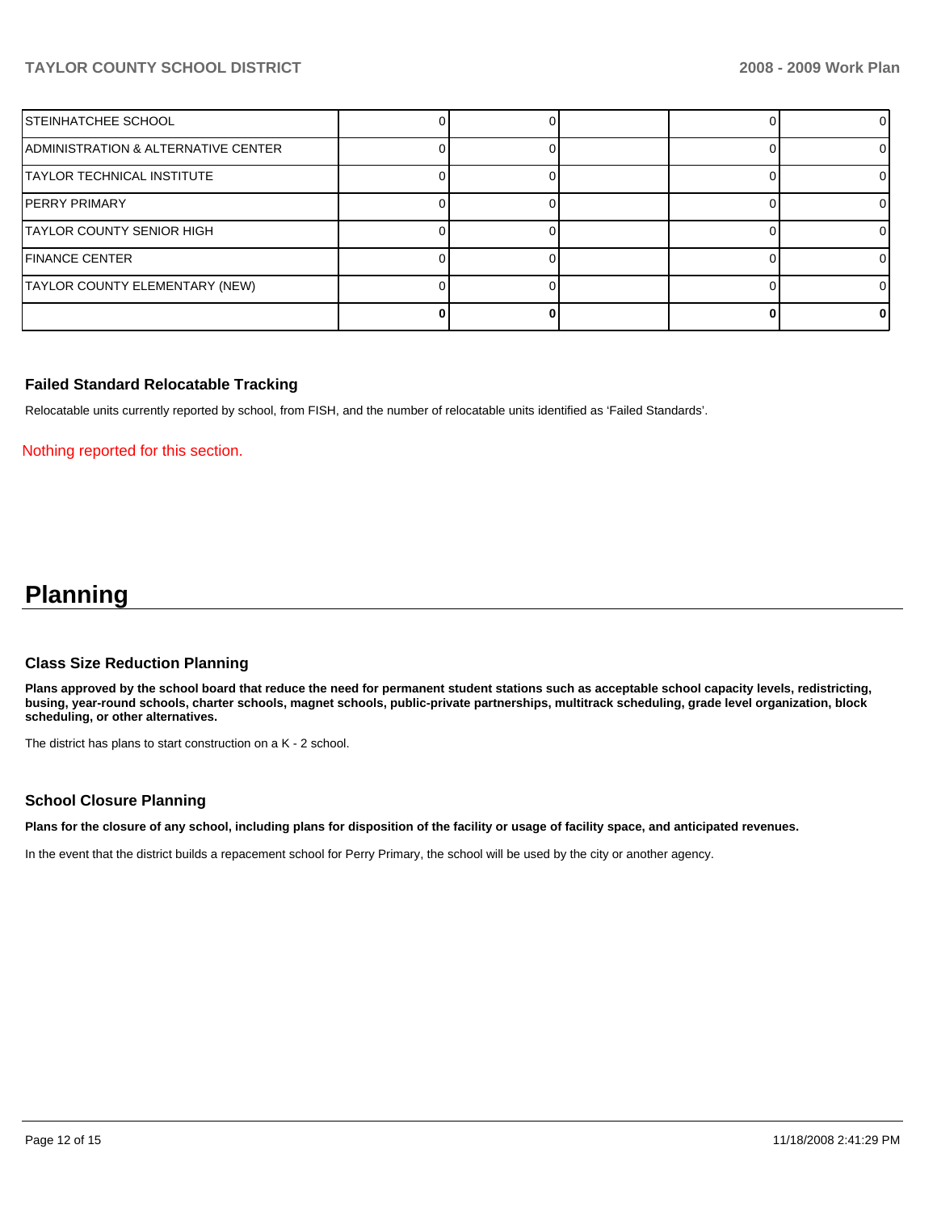| | | | | | |
|---|---|---|---|---|---|
| STEINHATCHEE SCHOOL | 0 | 0 | | 0 | 0 |
| ADMINISTRATION & ALTERNATIVE CENTER | 0 | 0 | | 0 | 0 |
| TAYLOR TECHNICAL INSTITUTE | 0 | 0 | | 0 | 0 |
| PERRY PRIMARY | 0 | 0 | | 0 | 0 |
| TAYLOR COUNTY SENIOR HIGH | 0 | 0 | | 0 | 0 |
| FINANCE CENTER | 0 | 0 | | 0 | 0 |
| TAYLOR COUNTY ELEMENTARY (NEW) | 0 | 0 | | 0 | 0 |
| | **0** | **0** | | **0** | **0** |

### Failed Standard Relocatable Tracking

Relocatable units currently reported by school, from FISH, and the number of relocatable units identified as 'Failed Standards'.

Nothing reported for this section.

# Planning

### Class Size Reduction Planning

**Plans approved by the school board that reduce the need for permanent student stations such as acceptable school capacity levels, redistricting, busing, year-round schools, charter schools, magnet schools, public-private partnerships, multitrack scheduling, grade level organization, block scheduling, or other alternatives.**

The district has plans to start construction on a K - 2 school.

### School Closure Planning

**Plans for the closure of any school, including plans for disposition of the facility or usage of facility space, and anticipated revenues.**

In the event that the district builds a repacement school for Perry Primary, the school will be used by the city or another agency.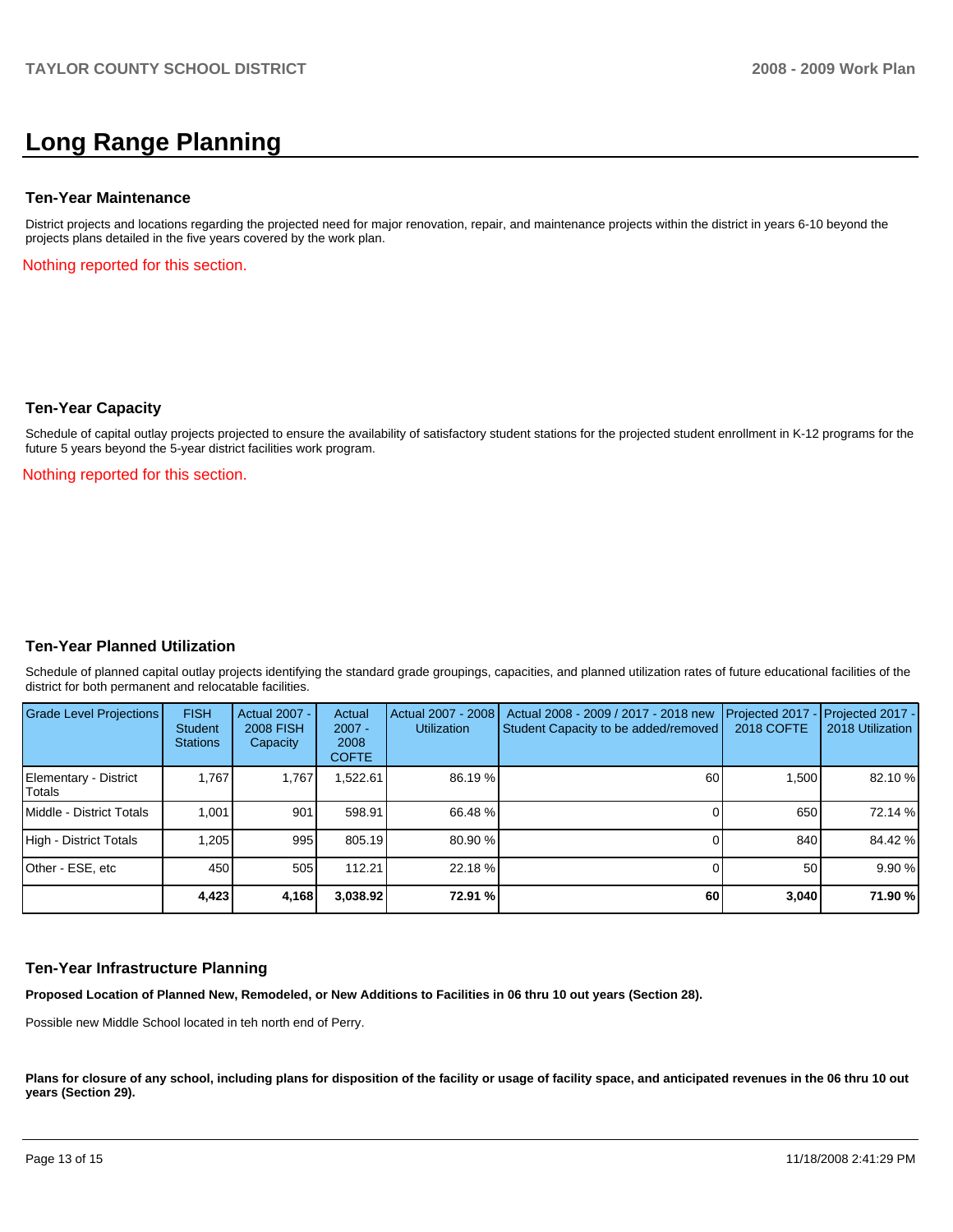# Long Range Planning

### Ten-Year Maintenance

District projects and locations regarding the projected need for major renovation, repair, and maintenance projects within the district in years 6-10 beyond the projects plans detailed in the five years covered by the work plan.

Nothing reported for this section.

### Ten-Year Capacity

Schedule of capital outlay projects projected to ensure the availability of satisfactory student stations for the projected student enrollment in K-12 programs for the future 5 years beyond the 5-year district facilities work program.

Nothing reported for this section.

### Ten-Year Planned Utilization

Schedule of planned capital outlay projects identifying the standard grade groupings, capacities, and planned utilization rates of future educational facilities of the district for both permanent and relocatable facilities.

| Grade Level Projections | FISH Student Stations | Actual 2007 - 2008 FISH Capacity | Actual 2007 - 2008 COFTE | Actual 2007 - 2008 Utilization | Actual 2008 - 2009 / 2017 - 2018 new Student Capacity to be added/removed | Projected 2017 - 2018 COFTE | Projected 2017 - 2018 Utilization |
|---|---|---|---|---|---|---|---|
| Elementary - District Totals | 1,767 | 1,767 | 1,522.61 | 86.19 % | 60 | 1,500 | 82.10 % |
| Middle - District Totals | 1,001 | 901 | 598.91 | 66.48 % | 0 | 650 | 72.14 % |
| High - District Totals | 1,205 | 995 | 805.19 | 80.90 % | 0 | 840 | 84.42 % |
| Other - ESE, etc | 450 | 505 | 112.21 | 22.18 % | 0 | 50 | 9.90 % |
| | **4,423** | **4,168** | **3,038.92** | **72.91 %** | **60** | **3,040** | **71.90 %** |

### Ten-Year Infrastructure Planning

**Proposed Location of Planned New, Remodeled, or New Additions to Facilities in 06 thru 10 out years (Section 28).**

Possible new Middle School located in teh north end of Perry.

**Plans for closure of any school, including plans for disposition of the facility or usage of facility space, and anticipated revenues in the 06 thru 10 out years (Section 29).**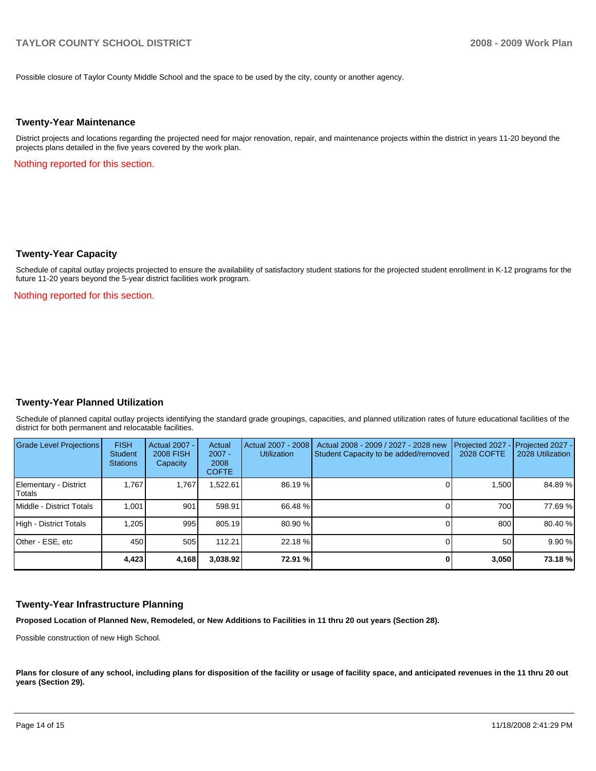Possible closure of Taylor County Middle School and the space to be used by the city, county or another agency.

## Twenty-Year Maintenance

District projects and locations regarding the projected need for major renovation, repair, and maintenance projects within the district in years 11-20 beyond the projects plans detailed in the five years covered by the work plan.

Nothing reported for this section.

## Twenty-Year Capacity

Schedule of capital outlay projects projected to ensure the availability of satisfactory student stations for the projected student enrollment in K-12 programs for the future 11-20 years beyond the 5-year district facilities work program.

Nothing reported for this section.

## Twenty-Year Planned Utilization

Schedule of planned capital outlay projects identifying the standard grade groupings, capacities, and planned utilization rates of future educational facilities of the district for both permanent and relocatable facilities.

| Grade Level Projections | FISH Student Stations | Actual 2007 - 2008 FISH Capacity | Actual 2007 - 2008 COFTE | Actual 2007 - 2008 Utilization | Actual 2008 - 2009 / 2027 - 2028 new Student Capacity to be added/removed | Projected 2027 - 2028 COFTE | Projected 2027 - 2028 Utilization |
|---|---|---|---|---|---|---|---|
| Elementary - District Totals | 1,767 | 1,767 | 1,522.61 | 86.19 % | 0 | 1,500 | 84.89 % |
| Middle - District Totals | 1,001 | 901 | 598.91 | 66.48 % | 0 | 700 | 77.69 % |
| High - District Totals | 1,205 | 995 | 805.19 | 80.90 % | 0 | 800 | 80.40 % |
| Other - ESE, etc | 450 | 505 | 112.21 | 22.18 % | 0 | 50 | 9.90 % |
| | **4,423** | **4,168** | **3,038.92** | **72.91 %** | **0** | **3,050** | **73.18 %** |

## Twenty-Year Infrastructure Planning

**Proposed Location of Planned New, Remodeled, or New Additions to Facilities in 11 thru 20 out years (Section 28).**

Possible construction of new High School.

**Plans for closure of any school, including plans for disposition of the facility or usage of facility space, and anticipated revenues in the 11 thru 20 out years (Section 29).**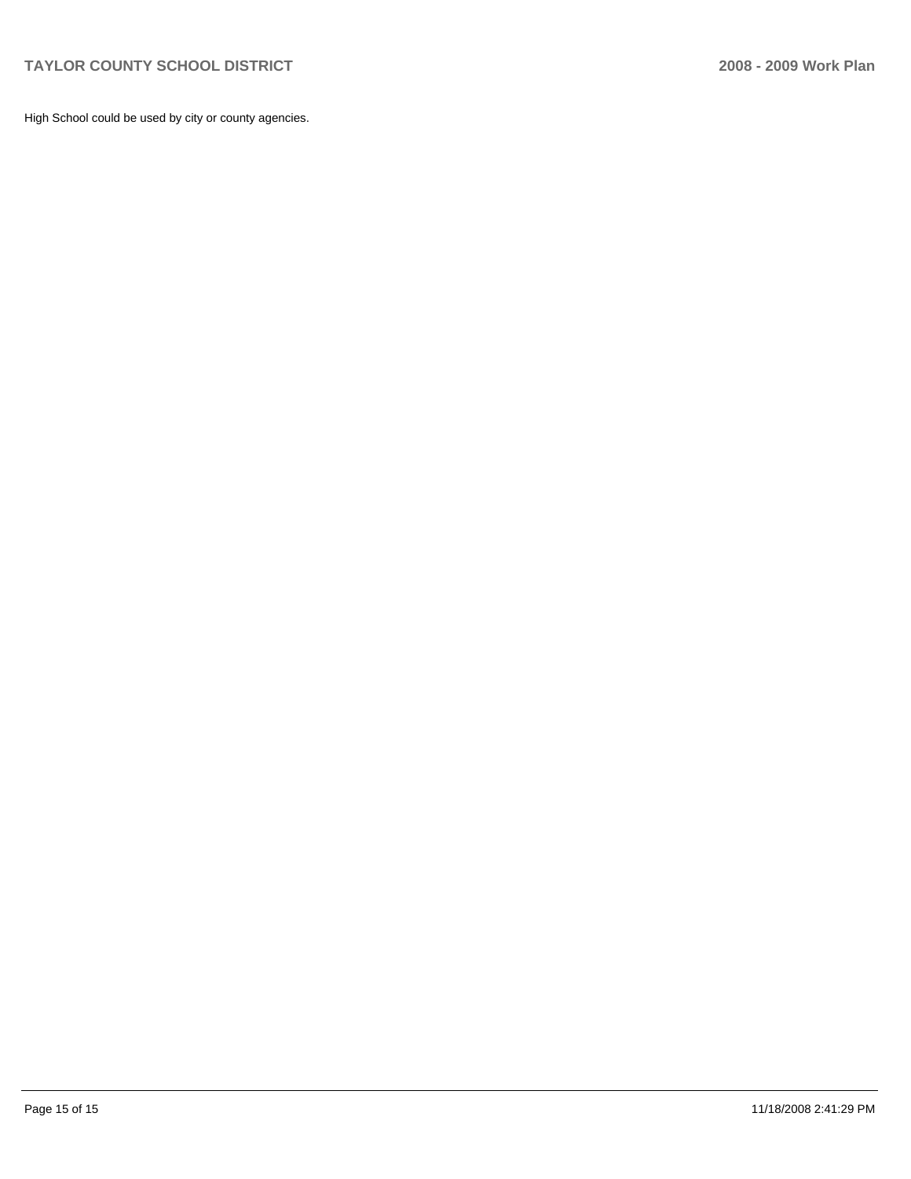High School could be used by city or county agencies.